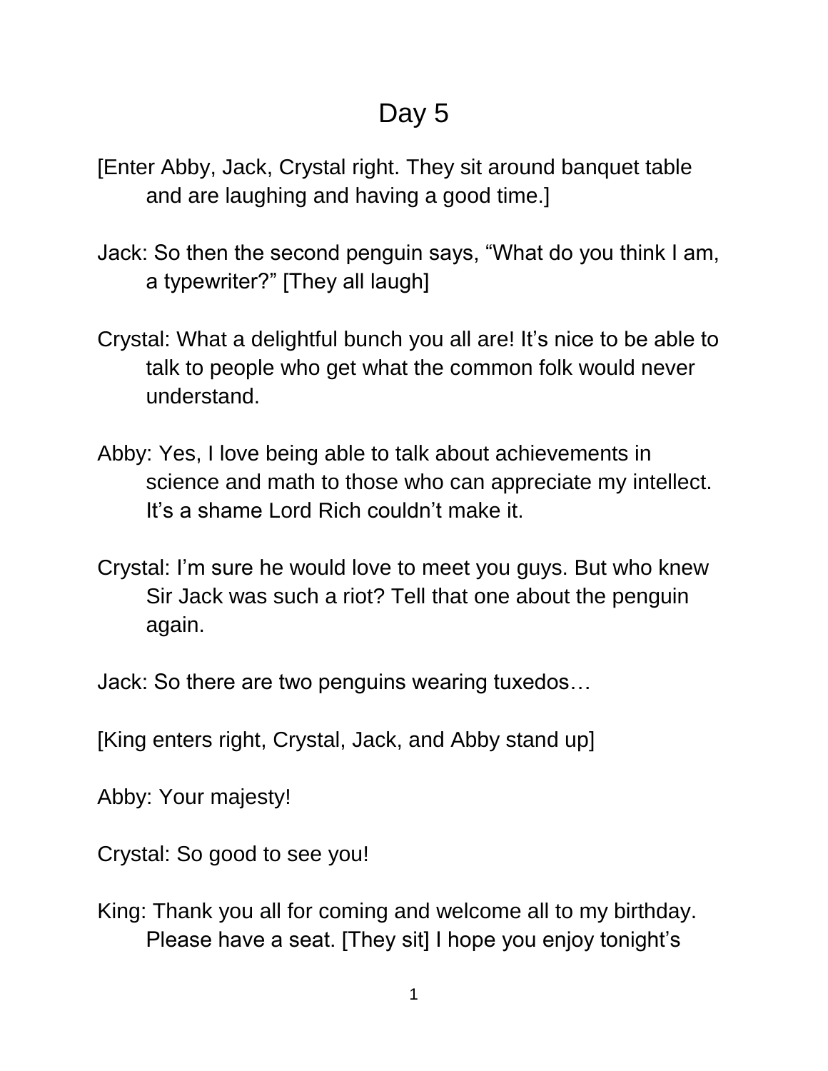# Day 5

[Enter Abby, Jack, Crystal right. They sit around banquet table and are laughing and having a good time.]

Jack: So then the second penguin says, “What do you think I am, a typewriter?” [They all laugh]

Crystal: What a delightful bunch you all are! It’s nice to be able to talk to people who get what the common folk would never understand.

Abby: Yes, I love being able to talk about achievements in science and math to those who can appreciate my intellect. It’s a shame Lord Rich couldn’t make it.

Crystal: I’m sure he would love to meet you guys. But who knew Sir Jack was such a riot? Tell that one about the penguin again.

Jack: So there are two penguins wearing tuxedos…

[King enters right, Crystal, Jack, and Abby stand up]

Abby: Your majesty!

Crystal: So good to see you!

King: Thank you all for coming and welcome all to my birthday. Please have a seat. [They sit] I hope you enjoy tonight’s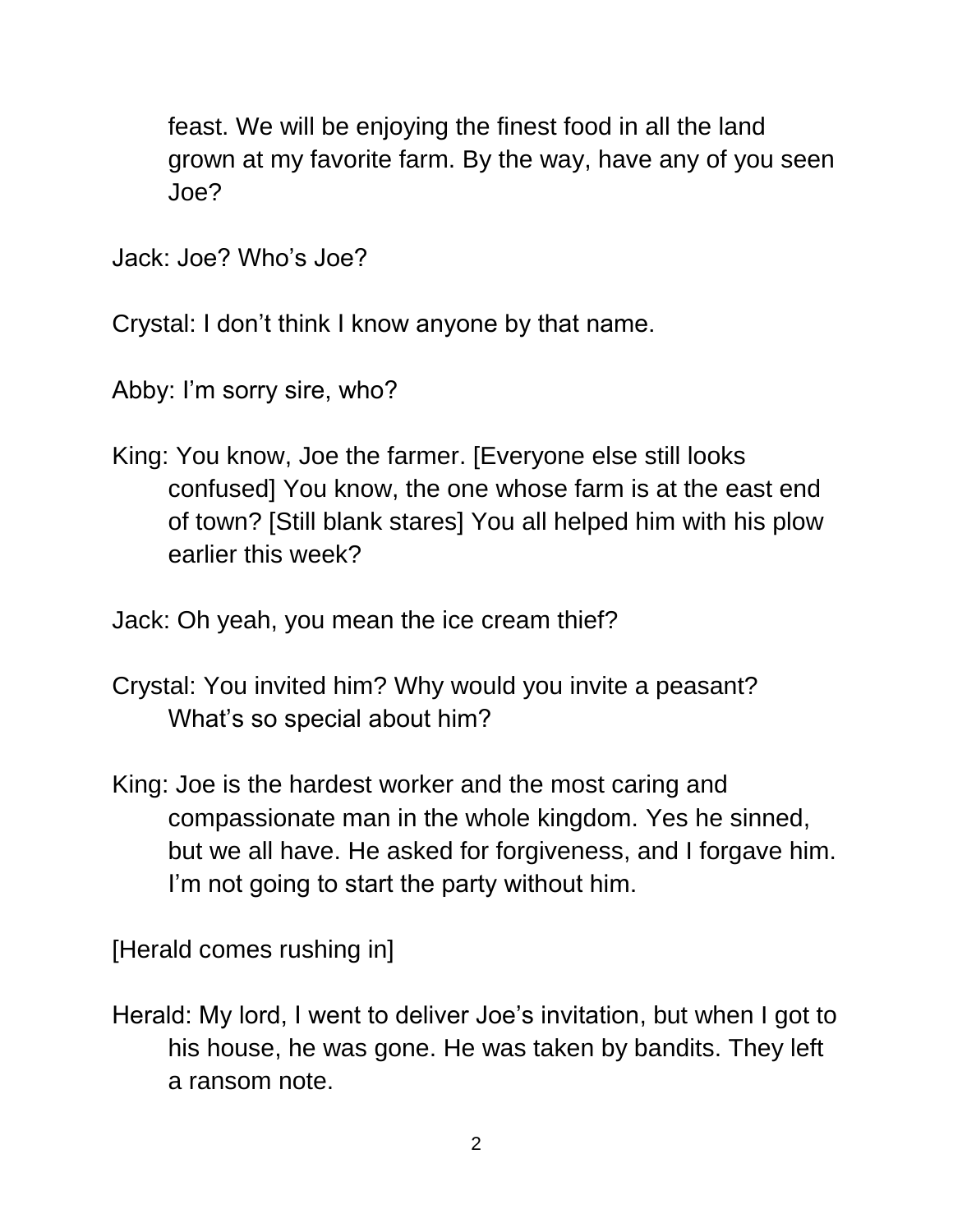feast. We will be enjoying the finest food in all the land grown at my favorite farm. By the way, have any of you seen Joe?

Jack: Joe? Who's Joe?

Crystal: I don't think I know anyone by that name.

Abby: I'm sorry sire, who?

King: You know, Joe the farmer. [Everyone else still looks confused] You know, the one whose farm is at the east end of town? [Still blank stares] You all helped him with his plow earlier this week?

Jack: Oh yeah, you mean the ice cream thief?

Crystal: You invited him? Why would you invite a peasant? What's so special about him?

King: Joe is the hardest worker and the most caring and compassionate man in the whole kingdom. Yes he sinned, but we all have. He asked for forgiveness, and I forgave him. I'm not going to start the party without him.

[Herald comes rushing in]

Herald: My lord, I went to deliver Joe's invitation, but when I got to his house, he was gone. He was taken by bandits. They left a ransom note.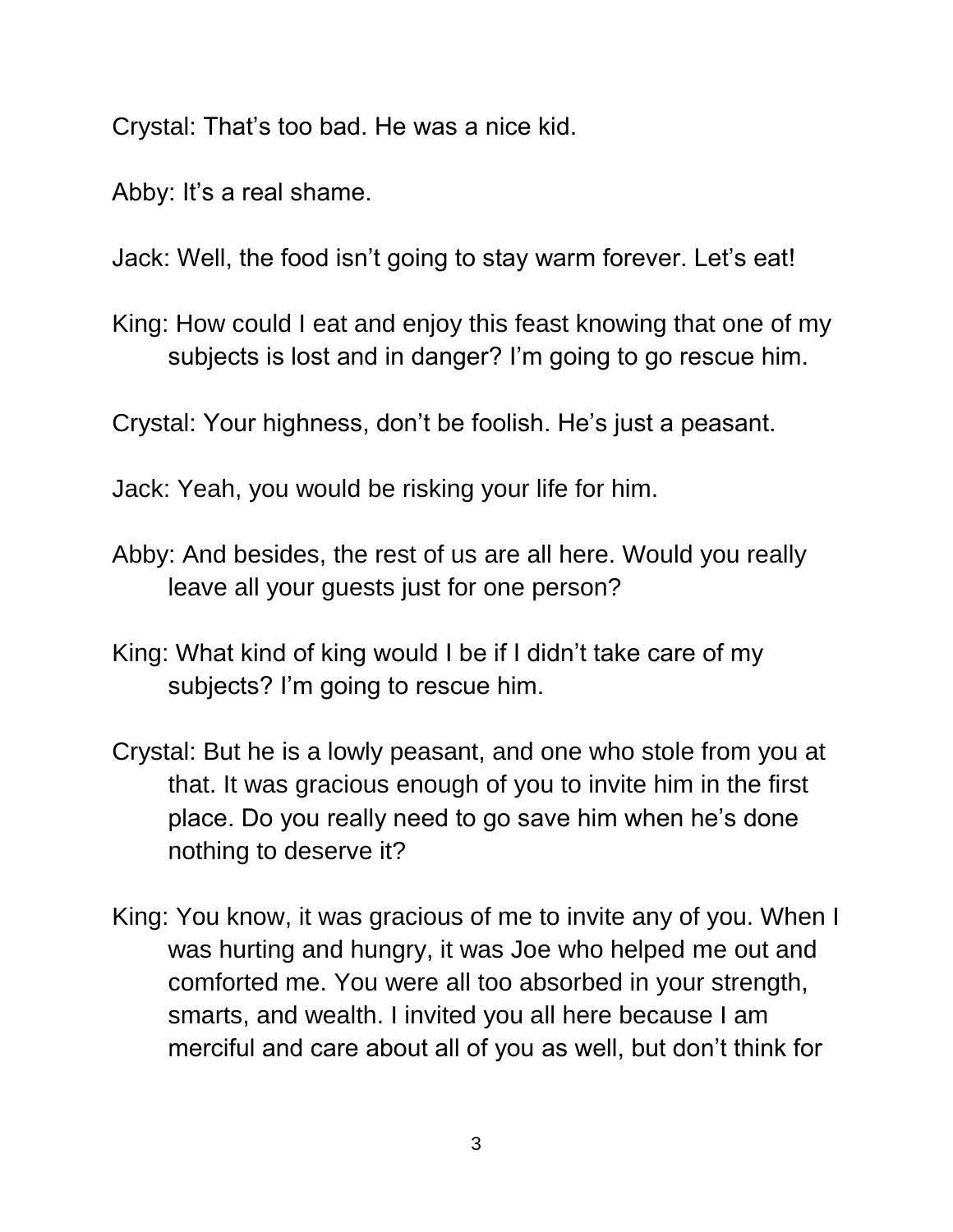Crystal: That's too bad. He was a nice kid.

Abby: It's a real shame.

Jack: Well, the food isn't going to stay warm forever. Let's eat!

King: How could I eat and enjoy this feast knowing that one of my subjects is lost and in danger? I'm going to go rescue him.

Crystal: Your highness, don't be foolish. He's just a peasant.

Jack: Yeah, you would be risking your life for him.

Abby: And besides, the rest of us are all here. Would you really leave all your guests just for one person?

King: What kind of king would I be if I didn't take care of my subjects? I'm going to rescue him.

Crystal: But he is a lowly peasant, and one who stole from you at that. It was gracious enough of you to invite him in the first place. Do you really need to go save him when he's done nothing to deserve it?

King: You know, it was gracious of me to invite any of you. When I was hurting and hungry, it was Joe who helped me out and comforted me. You were all too absorbed in your strength, smarts, and wealth. I invited you all here because I am merciful and care about all of you as well, but don't think for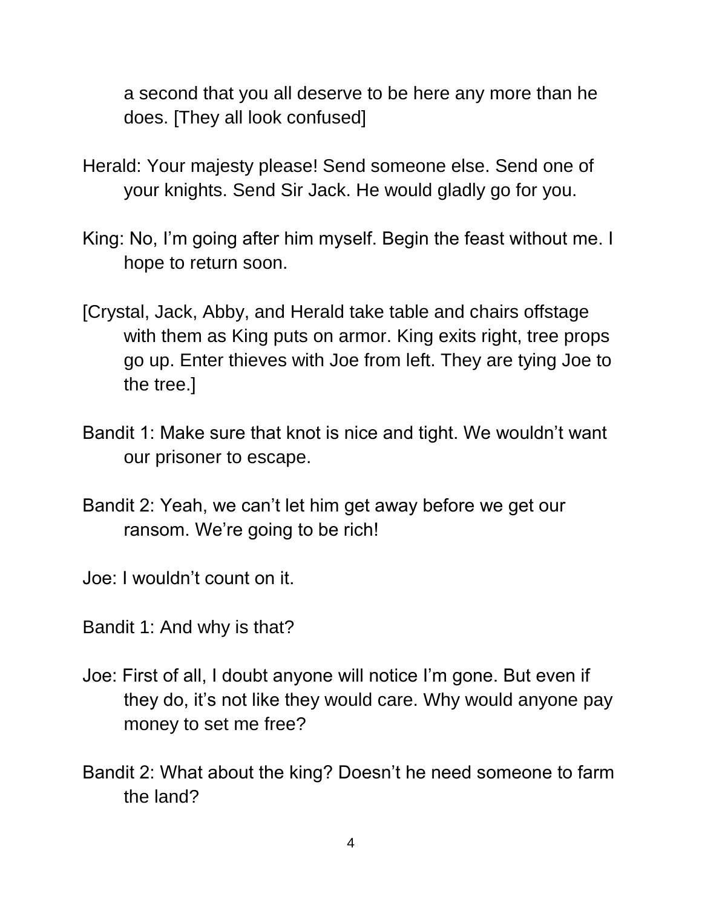a second that you all deserve to be here any more than he does. [They all look confused]

Herald: Your majesty please! Send someone else. Send one of your knights. Send Sir Jack. He would gladly go for you.

King: No, I'm going after him myself. Begin the feast without me. I hope to return soon.

[Crystal, Jack, Abby, and Herald take table and chairs offstage with them as King puts on armor. King exits right, tree props go up. Enter thieves with Joe from left. They are tying Joe to the tree.]

Bandit 1: Make sure that knot is nice and tight. We wouldn't want our prisoner to escape.

Bandit 2: Yeah, we can't let him get away before we get our ransom. We're going to be rich!

Joe: I wouldn't count on it.

Bandit 1: And why is that?

Joe: First of all, I doubt anyone will notice I'm gone. But even if they do, it's not like they would care. Why would anyone pay money to set me free?

Bandit 2: What about the king? Doesn't he need someone to farm the land?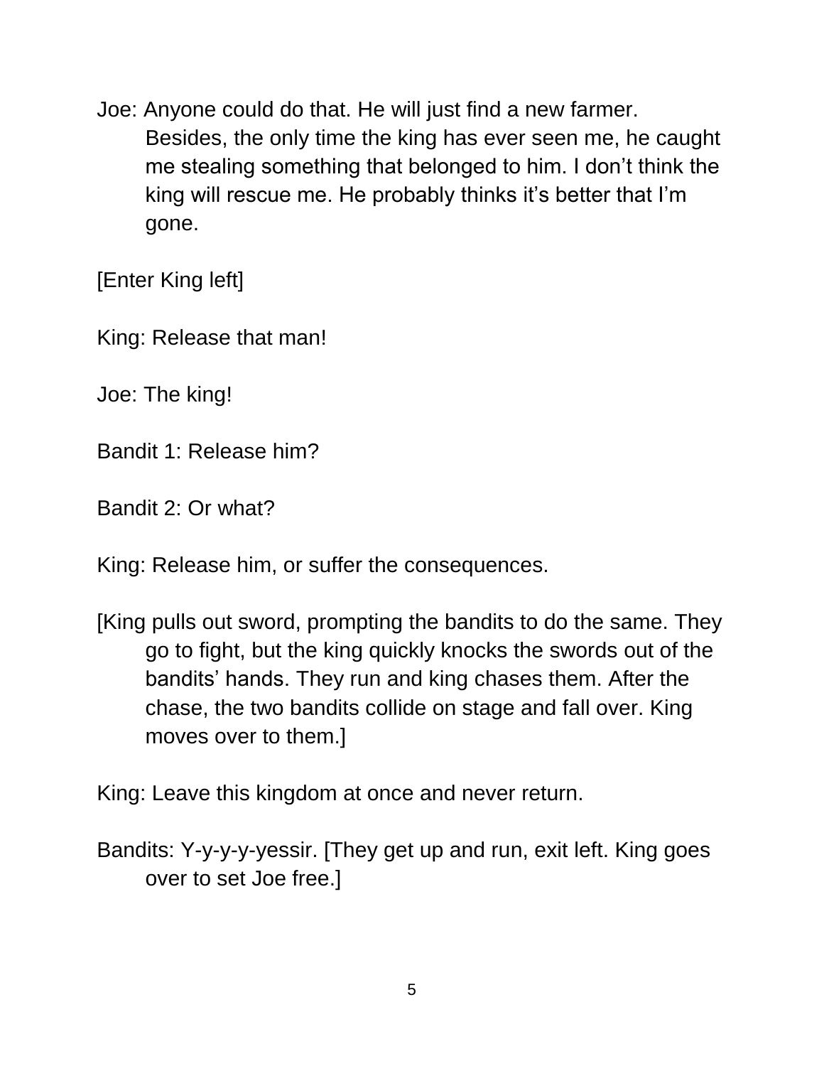Joe: Anyone could do that. He will just find a new farmer. Besides, the only time the king has ever seen me, he caught me stealing something that belonged to him. I don't think the king will rescue me. He probably thinks it's better that I'm gone.

[Enter King left]

King: Release that man!

Joe: The king!

Bandit 1: Release him?

Bandit 2: Or what?

King: Release him, or suffer the consequences.

[King pulls out sword, prompting the bandits to do the same. They go to fight, but the king quickly knocks the swords out of the bandits' hands. They run and king chases them. After the chase, the two bandits collide on stage and fall over. King moves over to them.]

King: Leave this kingdom at once and never return.

Bandits: Y-y-y-y-yessir. [They get up and run, exit left. King goes over to set Joe free.]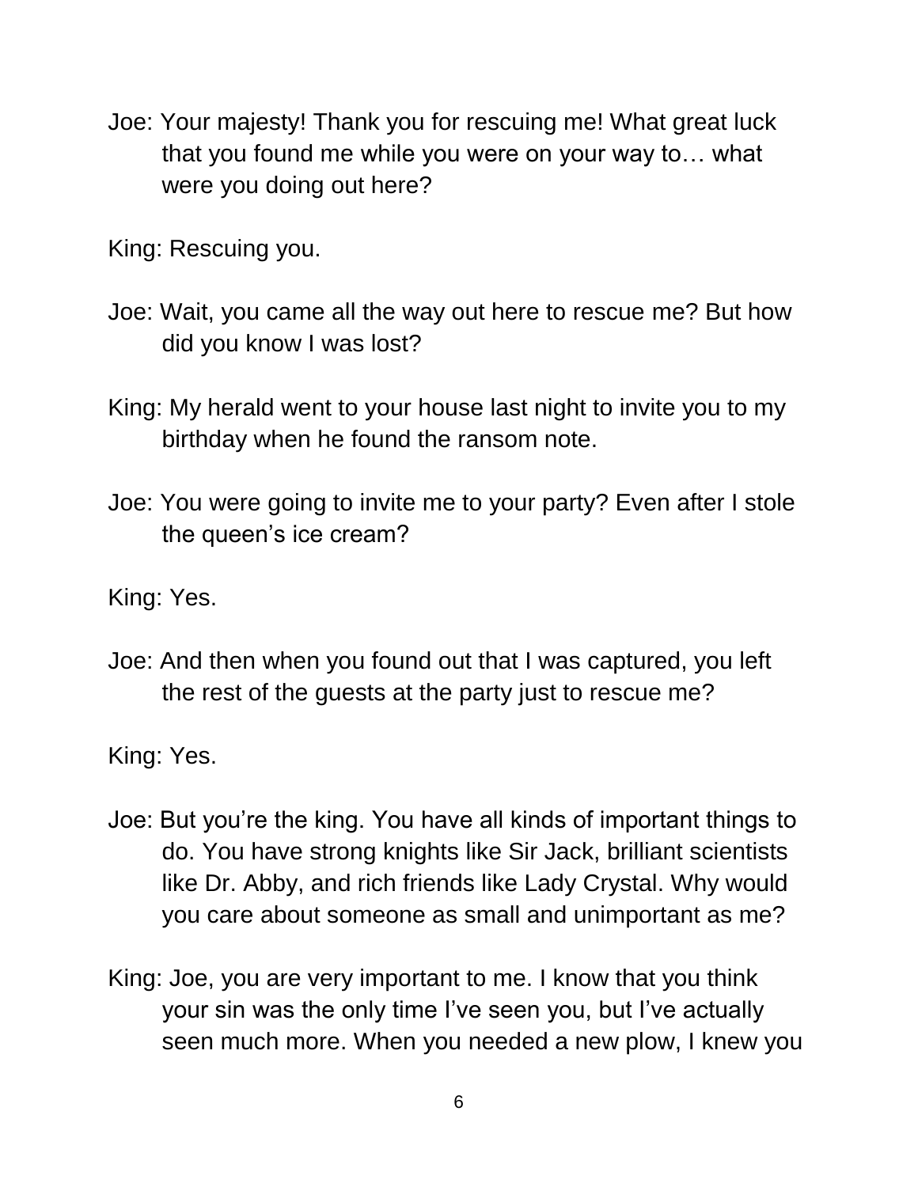Joe: Your majesty! Thank you for rescuing me! What great luck that you found me while you were on your way to… what were you doing out here?

King: Rescuing you.

Joe: Wait, you came all the way out here to rescue me? But how did you know I was lost?

King: My herald went to your house last night to invite you to my birthday when he found the ransom note.

Joe: You were going to invite me to your party? Even after I stole the queen's ice cream?

King: Yes.

Joe: And then when you found out that I was captured, you left the rest of the guests at the party just to rescue me?

King: Yes.

Joe: But you're the king. You have all kinds of important things to do. You have strong knights like Sir Jack, brilliant scientists like Dr. Abby, and rich friends like Lady Crystal. Why would you care about someone as small and unimportant as me?

King: Joe, you are very important to me. I know that you think your sin was the only time I've seen you, but I've actually seen much more. When you needed a new plow, I knew you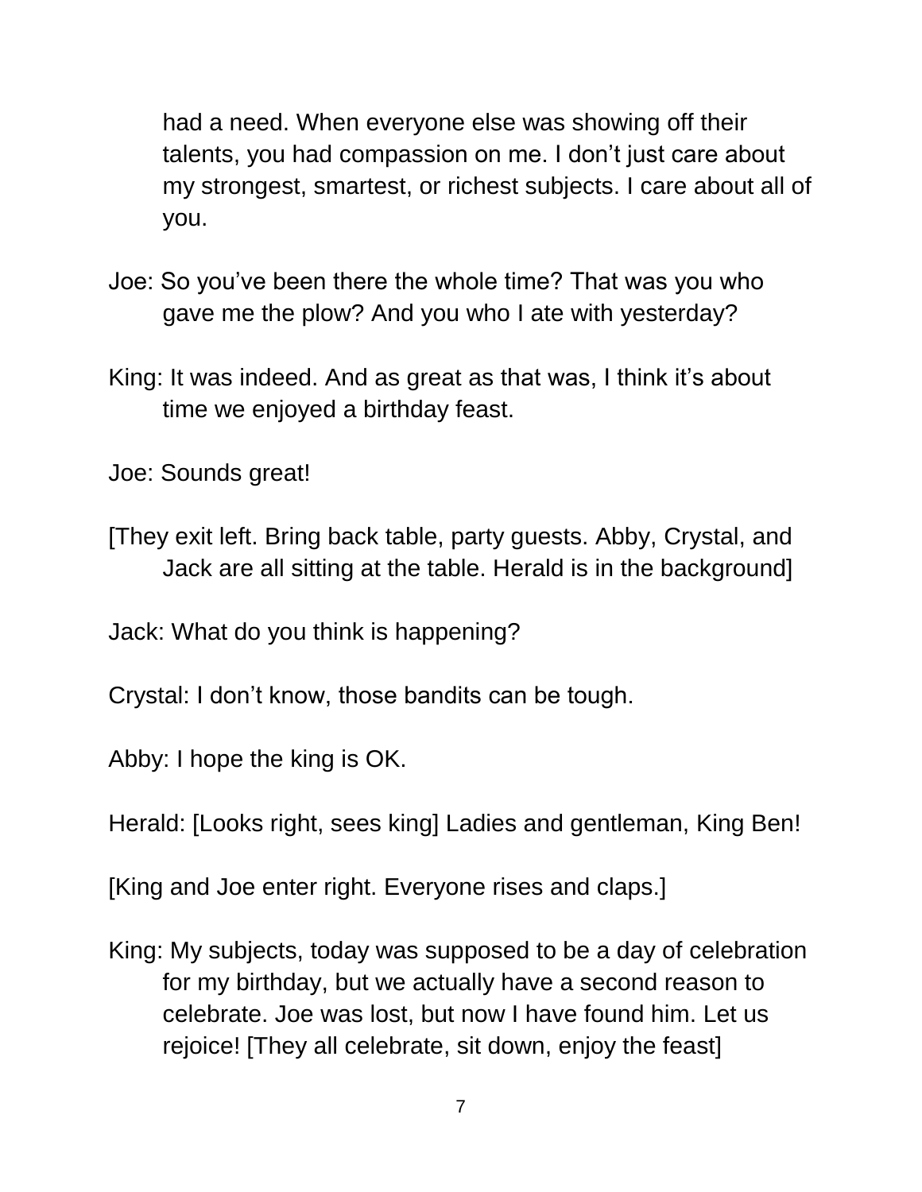had a need. When everyone else was showing off their talents, you had compassion on me. I don't just care about my strongest, smartest, or richest subjects. I care about all of you.

Joe: So you've been there the whole time? That was you who gave me the plow? And you who I ate with yesterday?

King: It was indeed. And as great as that was, I think it's about time we enjoyed a birthday feast.

Joe: Sounds great!

[They exit left. Bring back table, party guests. Abby, Crystal, and Jack are all sitting at the table. Herald is in the background]

Jack: What do you think is happening?

Crystal: I don't know, those bandits can be tough.

Abby: I hope the king is OK.

Herald: [Looks right, sees king] Ladies and gentleman, King Ben!

[King and Joe enter right. Everyone rises and claps.]

King: My subjects, today was supposed to be a day of celebration for my birthday, but we actually have a second reason to celebrate. Joe was lost, but now I have found him. Let us rejoice! [They all celebrate, sit down, enjoy the feast]